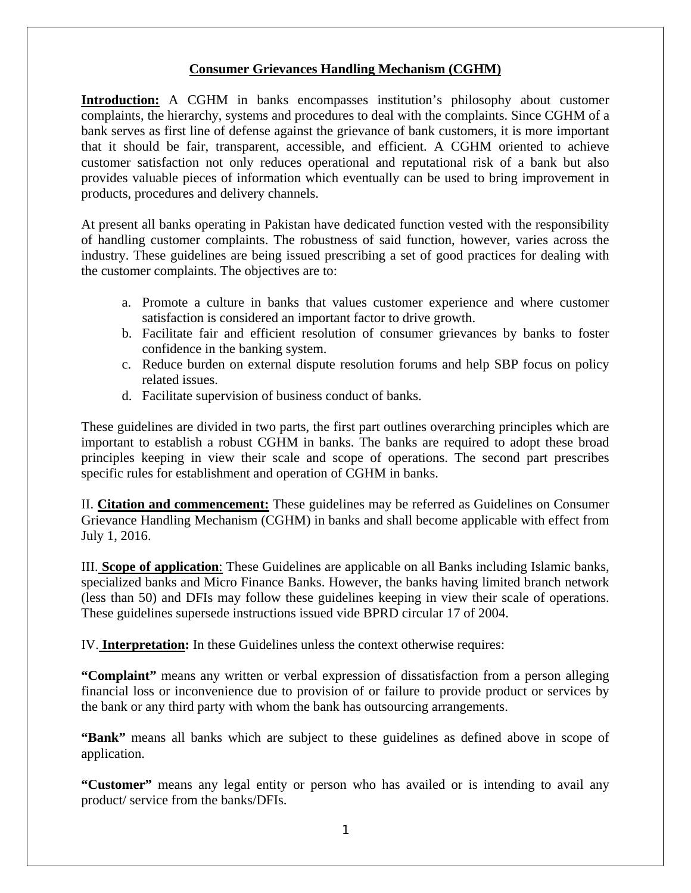# Consumer Grievances Handling Mechanism (CGHM)

**Introduction:** A CGHM in banks encompasses institution's philosophy about customer complaints, the hierarchy, systems and procedures to deal with the complaints. Since CGHM of a bank serves as first line of defense against the grievance of bank customers, it is more important that it should be fair, transparent, accessible, and efficient. A CGHM oriented to achieve customer satisfaction not only reduces operational and reputational risk of a bank but also provides valuable pieces of information which eventually can be used to bring improvement in products, procedures and delivery channels.

At present all banks operating in Pakistan have dedicated function vested with the responsibility of handling customer complaints. The robustness of said function, however, varies across the industry. These guidelines are being issued prescribing a set of good practices for dealing with the customer complaints. The objectives are to:

a. Promote a culture in banks that values customer experience and where customer satisfaction is considered an important factor to drive growth.
b. Facilitate fair and efficient resolution of consumer grievances by banks to foster confidence in the banking system.
c. Reduce burden on external dispute resolution forums and help SBP focus on policy related issues.
d. Facilitate supervision of business conduct of banks.

These guidelines are divided in two parts, the first part outlines overarching principles which are important to establish a robust CGHM in banks. The banks are required to adopt these broad principles keeping in view their scale and scope of operations. The second part prescribes specific rules for establishment and operation of CGHM in banks.

II. **Citation and commencement:** These guidelines may be referred as Guidelines on Consumer Grievance Handling Mechanism (CGHM) in banks and shall become applicable with effect from July 1, 2016.

III. **Scope of application**: These Guidelines are applicable on all Banks including Islamic banks, specialized banks and Micro Finance Banks. However, the banks having limited branch network (less than 50) and DFIs may follow these guidelines keeping in view their scale of operations. These guidelines supersede instructions issued vide BPRD circular 17 of 2004.

IV. **Interpretation:** In these Guidelines unless the context otherwise requires:

**"Complaint"** means any written or verbal expression of dissatisfaction from a person alleging financial loss or inconvenience due to provision of or failure to provide product or services by the bank or any third party with whom the bank has outsourcing arrangements.

**"Bank"** means all banks which are subject to these guidelines as defined above in scope of application.

**"Customer"** means any legal entity or person who has availed or is intending to avail any product/ service from the banks/DFIs.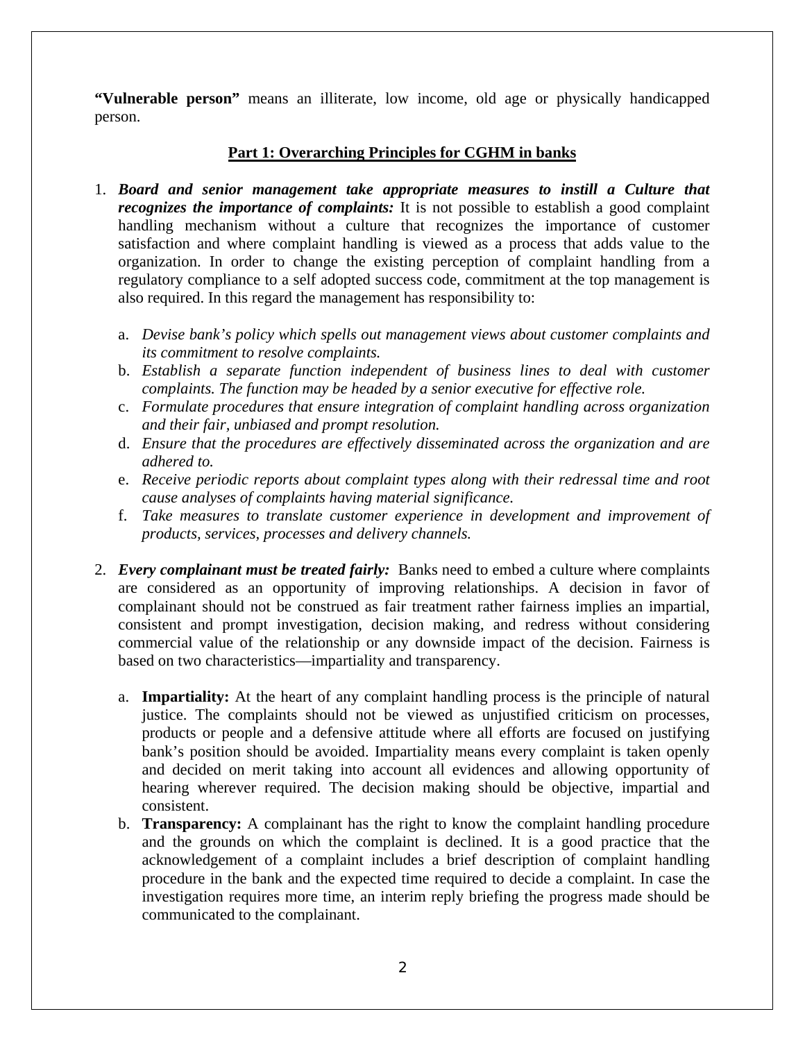**"Vulnerable person"** means an illiterate, low income, old age or physically handicapped person.

## Part 1: Overarching Principles for CGHM in banks

1. ***Board and senior management take appropriate measures to instill a Culture that recognizes the importance of complaints:*** It is not possible to establish a good complaint handling mechanism without a culture that recognizes the importance of customer satisfaction and where complaint handling is viewed as a process that adds value to the organization. In order to change the existing perception of complaint handling from a regulatory compliance to a self adopted success code, commitment at the top management is also required. In this regard the management has responsibility to:

    a. *Devise bank's policy which spells out management views about customer complaints and its commitment to resolve complaints.*
    
    b. *Establish a separate function independent of business lines to deal with customer complaints. The function may be headed by a senior executive for effective role.*
    
    c. *Formulate procedures that ensure integration of complaint handling across organization and their fair, unbiased and prompt resolution.*
    
    d. *Ensure that the procedures are effectively disseminated across the organization and are adhered to.*
    
    e. *Receive periodic reports about complaint types along with their redressal time and root cause analyses of complaints having material significance.*
    
    f. *Take measures to translate customer experience in development and improvement of products, services, processes and delivery channels.*

2. ***Every complainant must be treated fairly:*** Banks need to embed a culture where complaints are considered as an opportunity of improving relationships. A decision in favor of complainant should not be construed as fair treatment rather fairness implies an impartial, consistent and prompt investigation, decision making, and redress without considering commercial value of the relationship or any downside impact of the decision. Fairness is based on two characteristics—impartiality and transparency.

    a. **Impartiality:** At the heart of any complaint handling process is the principle of natural justice. The complaints should not be viewed as unjustified criticism on processes, products or people and a defensive attitude where all efforts are focused on justifying bank's position should be avoided. Impartiality means every complaint is taken openly and decided on merit taking into account all evidences and allowing opportunity of hearing wherever required. The decision making should be objective, impartial and consistent.
    
    b. **Transparency:** A complainant has the right to know the complaint handling procedure and the grounds on which the complaint is declined. It is a good practice that the acknowledgement of a complaint includes a brief description of complaint handling procedure in the bank and the expected time required to decide a complaint. In case the investigation requires more time, an interim reply briefing the progress made should be communicated to the complainant.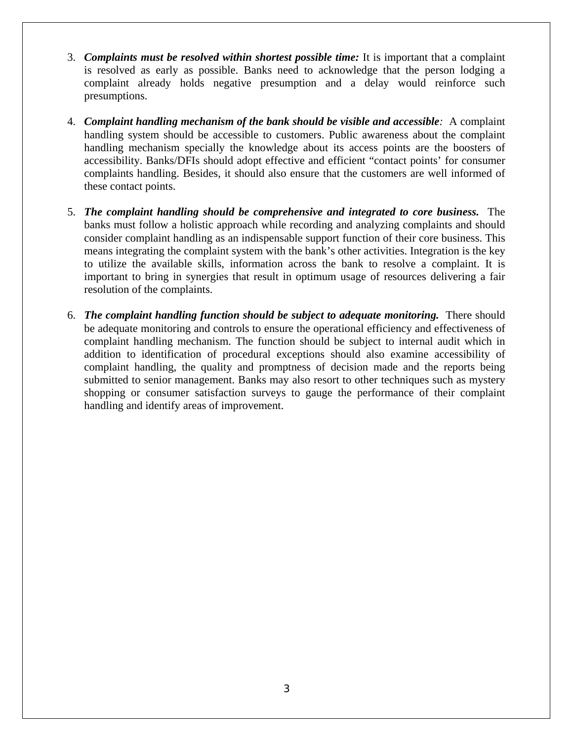3. ***Complaints must be resolved within shortest possible time:*** It is important that a complaint is resolved as early as possible. Banks need to acknowledge that the person lodging a complaint already holds negative presumption and a delay would reinforce such presumptions.

4. ***Complaint handling mechanism of the bank should be visible and accessible:*** A complaint handling system should be accessible to customers. Public awareness about the complaint handling mechanism specially the knowledge about its access points are the boosters of accessibility. Banks/DFIs should adopt effective and efficient "contact points' for consumer complaints handling. Besides, it should also ensure that the customers are well informed of these contact points.

5. ***The complaint handling should be comprehensive and integrated to core business.*** The banks must follow a holistic approach while recording and analyzing complaints and should consider complaint handling as an indispensable support function of their core business. This means integrating the complaint system with the bank's other activities. Integration is the key to utilize the available skills, information across the bank to resolve a complaint. It is important to bring in synergies that result in optimum usage of resources delivering a fair resolution of the complaints.

6. ***The complaint handling function should be subject to adequate monitoring.*** There should be adequate monitoring and controls to ensure the operational efficiency and effectiveness of complaint handling mechanism. The function should be subject to internal audit which in addition to identification of procedural exceptions should also examine accessibility of complaint handling, the quality and promptness of decision made and the reports being submitted to senior management. Banks may also resort to other techniques such as mystery shopping or consumer satisfaction surveys to gauge the performance of their complaint handling and identify areas of improvement.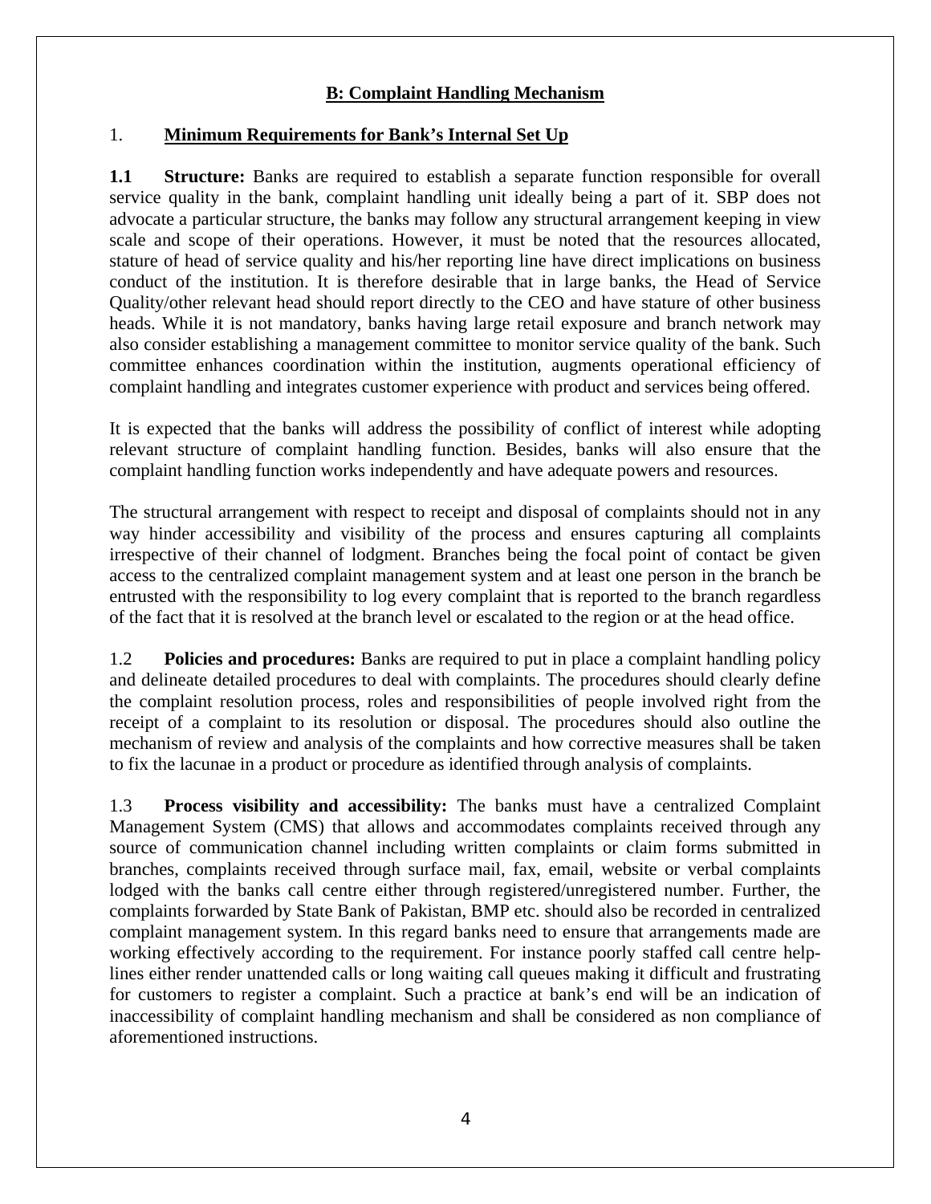## B: Complaint Handling Mechanism

### 1. Minimum Requirements for Bank's Internal Set Up

**1.1 Structure:** Banks are required to establish a separate function responsible for overall service quality in the bank, complaint handling unit ideally being a part of it. SBP does not advocate a particular structure, the banks may follow any structural arrangement keeping in view scale and scope of their operations. However, it must be noted that the resources allocated, stature of head of service quality and his/her reporting line have direct implications on business conduct of the institution. It is therefore desirable that in large banks, the Head of Service Quality/other relevant head should report directly to the CEO and have stature of other business heads. While it is not mandatory, banks having large retail exposure and branch network may also consider establishing a management committee to monitor service quality of the bank. Such committee enhances coordination within the institution, augments operational efficiency of complaint handling and integrates customer experience with product and services being offered.

It is expected that the banks will address the possibility of conflict of interest while adopting relevant structure of complaint handling function. Besides, banks will also ensure that the complaint handling function works independently and have adequate powers and resources.

The structural arrangement with respect to receipt and disposal of complaints should not in any way hinder accessibility and visibility of the process and ensures capturing all complaints irrespective of their channel of lodgment. Branches being the focal point of contact be given access to the centralized complaint management system and at least one person in the branch be entrusted with the responsibility to log every complaint that is reported to the branch regardless of the fact that it is resolved at the branch level or escalated to the region or at the head office.

1.2 **Policies and procedures:** Banks are required to put in place a complaint handling policy and delineate detailed procedures to deal with complaints. The procedures should clearly define the complaint resolution process, roles and responsibilities of people involved right from the receipt of a complaint to its resolution or disposal. The procedures should also outline the mechanism of review and analysis of the complaints and how corrective measures shall be taken to fix the lacunae in a product or procedure as identified through analysis of complaints.

1.3 **Process visibility and accessibility:** The banks must have a centralized Complaint Management System (CMS) that allows and accommodates complaints received through any source of communication channel including written complaints or claim forms submitted in branches, complaints received through surface mail, fax, email, website or verbal complaints lodged with the banks call centre either through registered/unregistered number. Further, the complaints forwarded by State Bank of Pakistan, BMP etc. should also be recorded in centralized complaint management system. In this regard banks need to ensure that arrangements made are working effectively according to the requirement. For instance poorly staffed call centre help-lines either render unattended calls or long waiting call queues making it difficult and frustrating for customers to register a complaint. Such a practice at bank's end will be an indication of inaccessibility of complaint handling mechanism and shall be considered as non compliance of aforementioned instructions.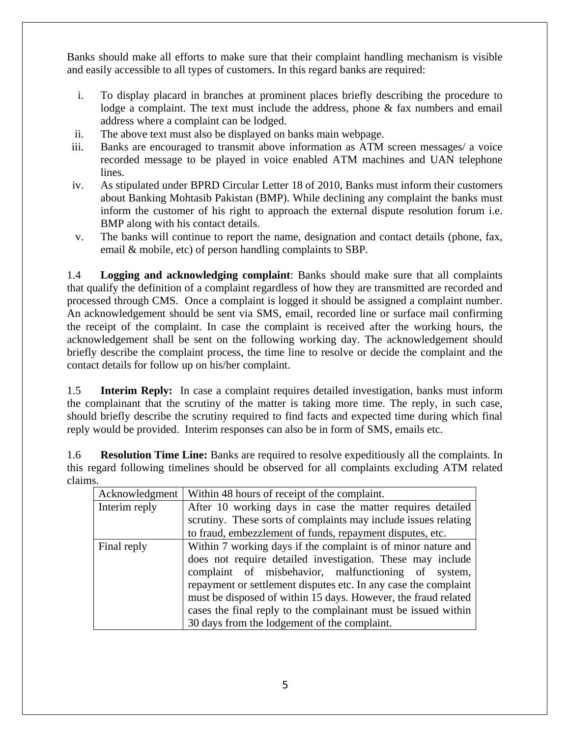Banks should make all efforts to make sure that their complaint handling mechanism is visible and easily accessible to all types of customers. In this regard banks are required:

i. To display placard in branches at prominent places briefly describing the procedure to lodge a complaint. The text must include the address, phone & fax numbers and email address where a complaint can be lodged.
ii. The above text must also be displayed on banks main webpage.
iii. Banks are encouraged to transmit above information as ATM screen messages/ a voice recorded message to be played in voice enabled ATM machines and UAN telephone lines.
iv. As stipulated under BPRD Circular Letter 18 of 2010, Banks must inform their customers about Banking Mohtasib Pakistan (BMP). While declining any complaint the banks must inform the customer of his right to approach the external dispute resolution forum i.e. BMP along with his contact details.
v. The banks will continue to report the name, designation and contact details (phone, fax, email & mobile, etc) of person handling complaints to SBP.

1.4 **Logging and acknowledging complaint**: Banks should make sure that all complaints that qualify the definition of a complaint regardless of how they are transmitted are recorded and processed through CMS. Once a complaint is logged it should be assigned a complaint number. An acknowledgement should be sent via SMS, email, recorded line or surface mail confirming the receipt of the complaint. In case the complaint is received after the working hours, the acknowledgement shall be sent on the following working day. The acknowledgement should briefly describe the complaint process, the time line to resolve or decide the complaint and the contact details for follow up on his/her complaint.

1.5 **Interim Reply:** In case a complaint requires detailed investigation, banks must inform the complainant that the scrutiny of the matter is taking more time. The reply, in such case, should briefly describe the scrutiny required to find facts and expected time during which final reply would be provided. Interim responses can also be in form of SMS, emails etc.

1.6 **Resolution Time Line:** Banks are required to resolve expeditiously all the complaints. In this regard following timelines should be observed for all complaints excluding ATM related claims.

| Acknowledgment | Within 48 hours of receipt of the complaint. |
|---|---|
| Interim reply | After 10 working days in case the matter requires detailed scrutiny. These sorts of complaints may include issues relating to fraud, embezzlement of funds, repayment disputes, etc. |
| Final reply | Within 7 working days if the complaint is of minor nature and does not require detailed investigation. These may include complaint of misbehavior, malfunctioning of system, repayment or settlement disputes etc. In any case the complaint must be disposed of within 15 days. However, the fraud related cases the final reply to the complainant must be issued within 30 days from the lodgement of the complaint. |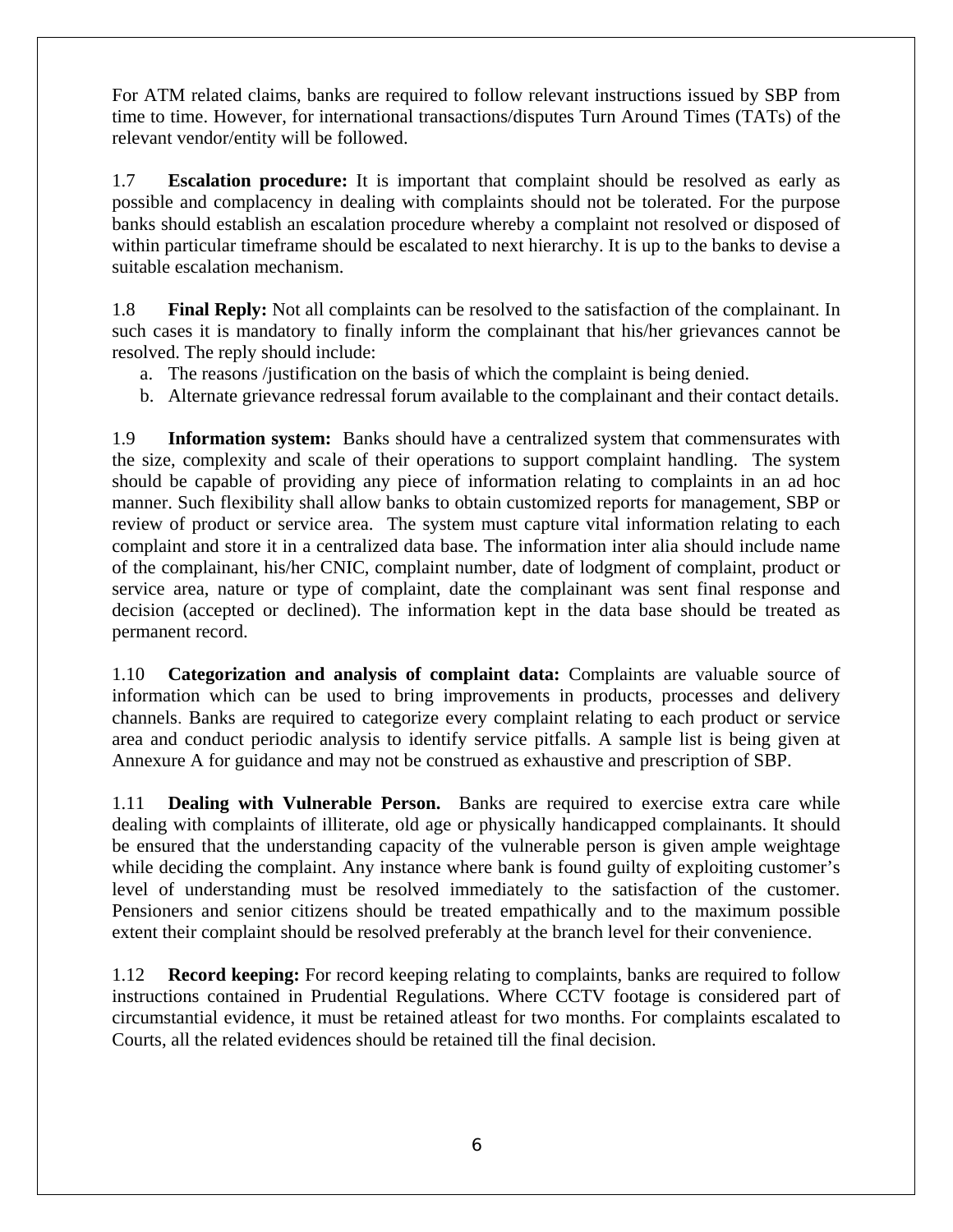For ATM related claims, banks are required to follow relevant instructions issued by SBP from time to time. However, for international transactions/disputes Turn Around Times (TATs) of the relevant vendor/entity will be followed.

1.7 **Escalation procedure:** It is important that complaint should be resolved as early as possible and complacency in dealing with complaints should not be tolerated. For the purpose banks should establish an escalation procedure whereby a complaint not resolved or disposed of within particular timeframe should be escalated to next hierarchy. It is up to the banks to devise a suitable escalation mechanism.

1.8 **Final Reply:** Not all complaints can be resolved to the satisfaction of the complainant. In such cases it is mandatory to finally inform the complainant that his/her grievances cannot be resolved. The reply should include:

a. The reasons /justification on the basis of which the complaint is being denied.
b. Alternate grievance redressal forum available to the complainant and their contact details.

1.9 **Information system:** Banks should have a centralized system that commensurates with the size, complexity and scale of their operations to support complaint handling. The system should be capable of providing any piece of information relating to complaints in an ad hoc manner. Such flexibility shall allow banks to obtain customized reports for management, SBP or review of product or service area. The system must capture vital information relating to each complaint and store it in a centralized data base. The information inter alia should include name of the complainant, his/her CNIC, complaint number, date of lodgment of complaint, product or service area, nature or type of complaint, date the complainant was sent final response and decision (accepted or declined). The information kept in the data base should be treated as permanent record.

1.10 **Categorization and analysis of complaint data:** Complaints are valuable source of information which can be used to bring improvements in products, processes and delivery channels. Banks are required to categorize every complaint relating to each product or service area and conduct periodic analysis to identify service pitfalls. A sample list is being given at Annexure A for guidance and may not be construed as exhaustive and prescription of SBP.

1.11 **Dealing with Vulnerable Person.** Banks are required to exercise extra care while dealing with complaints of illiterate, old age or physically handicapped complainants. It should be ensured that the understanding capacity of the vulnerable person is given ample weightage while deciding the complaint. Any instance where bank is found guilty of exploiting customer's level of understanding must be resolved immediately to the satisfaction of the customer. Pensioners and senior citizens should be treated empathically and to the maximum possible extent their complaint should be resolved preferably at the branch level for their convenience.

1.12 **Record keeping:** For record keeping relating to complaints, banks are required to follow instructions contained in Prudential Regulations. Where CCTV footage is considered part of circumstantial evidence, it must be retained atleast for two months. For complaints escalated to Courts, all the related evidences should be retained till the final decision.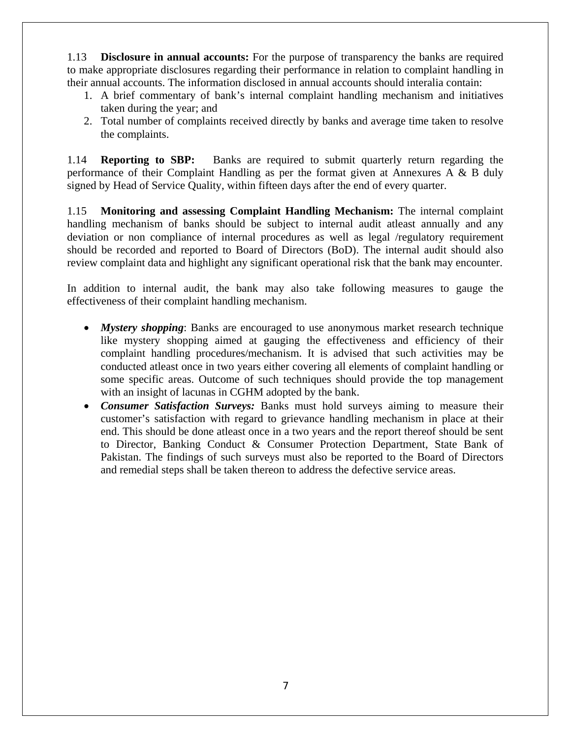1.13 **Disclosure in annual accounts:** For the purpose of transparency the banks are required to make appropriate disclosures regarding their performance in relation to complaint handling in their annual accounts. The information disclosed in annual accounts should interalia contain:

1. A brief commentary of bank's internal complaint handling mechanism and initiatives taken during the year; and
2. Total number of complaints received directly by banks and average time taken to resolve the complaints.

1.14 **Reporting to SBP:** Banks are required to submit quarterly return regarding the performance of their Complaint Handling as per the format given at Annexures A & B duly signed by Head of Service Quality, within fifteen days after the end of every quarter.

1.15 **Monitoring and assessing Complaint Handling Mechanism:** The internal complaint handling mechanism of banks should be subject to internal audit atleast annually and any deviation or non compliance of internal procedures as well as legal /regulatory requirement should be recorded and reported to Board of Directors (BoD). The internal audit should also review complaint data and highlight any significant operational risk that the bank may encounter.

In addition to internal audit, the bank may also take following measures to gauge the effectiveness of their complaint handling mechanism.

- ***Mystery shopping***: Banks are encouraged to use anonymous market research technique like mystery shopping aimed at gauging the effectiveness and efficiency of their complaint handling procedures/mechanism. It is advised that such activities may be conducted atleast once in two years either covering all elements of complaint handling or some specific areas. Outcome of such techniques should provide the top management with an insight of lacunas in CGHM adopted by the bank.
- ***Consumer Satisfaction Surveys:*** Banks must hold surveys aiming to measure their customer's satisfaction with regard to grievance handling mechanism in place at their end. This should be done atleast once in a two years and the report thereof should be sent to Director, Banking Conduct & Consumer Protection Department, State Bank of Pakistan. The findings of such surveys must also be reported to the Board of Directors and remedial steps shall be taken thereon to address the defective service areas.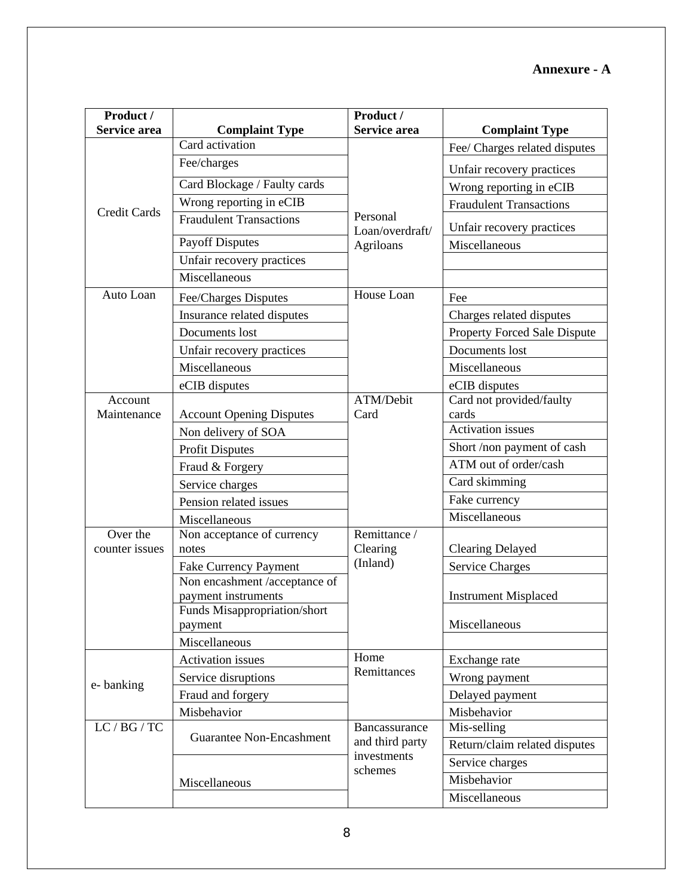**Annexure - A**

| Product / Service area | Complaint Type | Product / Service area | Complaint Type |
|---|---|---|---|
| Credit Cards | Card activation | Personal Loan/overdraft/ Agriloans | Fee/ Charges related disputes |
| | Fee/charges | | Unfair recovery practices |
| | Card Blockage / Faulty cards | | Wrong reporting in eCIB |
| | Wrong reporting in eCIB | | Fraudulent Transactions |
| | Fraudulent Transactions | | Unfair recovery practices |
| | Payoff Disputes | | Miscellaneous |
| | Unfair recovery practices | | |
| | Miscellaneous | | |
| Auto Loan | Fee/Charges Disputes | House Loan | Fee |
| | Insurance related disputes | | Charges related disputes |
| | Documents lost | | Property Forced Sale Dispute |
| | Unfair recovery practices | | Documents lost |
| | Miscellaneous | | Miscellaneous |
| | eCIB disputes | | eCIB disputes |
| Account Maintenance | Account Opening Disputes | ATM/Debit Card | Card not provided/faulty cards |
| | Non delivery of SOA | | Activation issues |
| | Profit Disputes | | Short /non payment of cash |
| | Fraud & Forgery | | ATM out of order/cash |
| | Service charges | | Card skimming |
| | Pension related issues | | Fake currency |
| | Miscellaneous | | Miscellaneous |
| Over the counter issues | Non acceptance of currency notes | Remittance / Clearing (Inland) | Clearing Delayed |
| | Fake Currency Payment | | Service Charges |
| | Non encashment /acceptance of payment instruments | | Instrument Misplaced |
| | Funds Misappropriation/short payment | | Miscellaneous |
| | Miscellaneous | | |
| e- banking | Activation issues | Home Remittances | Exchange rate |
| | Service disruptions | | Wrong payment |
| | Fraud and forgery | | Delayed payment |
| | Misbehavior | | Misbehavior |
| LC / BG / TC | Guarantee Non-Encashment | Bancassurance and third party investments schemes | Mis-selling |
| | | | Return/claim related disputes |
| | Miscellaneous | | Service charges |
| | | | Misbehavior |
| | | | Miscellaneous |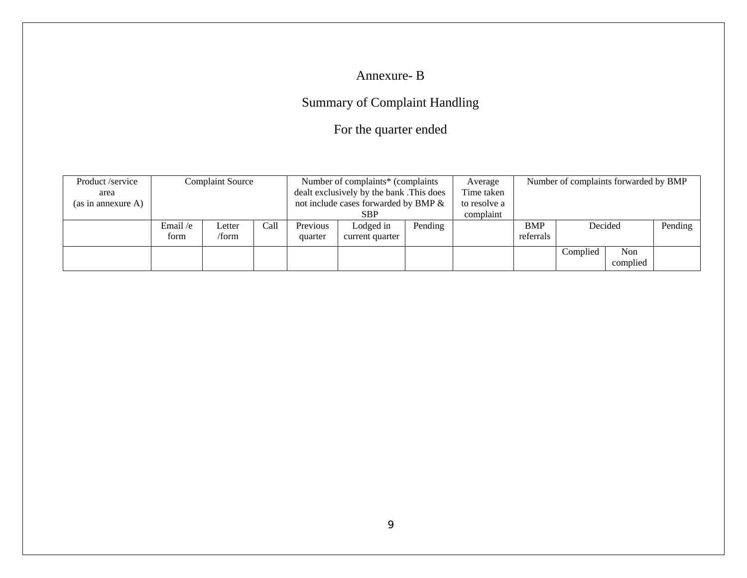# Annexure- B

## Summary of Complaint Handling

### For the quarter ended

| Product /service area (as in annexure A) | Complaint Source | | | Number of complaints* (complaints dealt exclusively by the bank .This does not include cases forwarded by BMP & SBP | | | Average Time taken to resolve a complaint | Number of complaints forwarded by BMP | | | |
|---|---|---|---|---|---|---|---|---|---|---|---|
| | Email /e form | Letter /form | Call | Previous quarter | Lodged in current quarter | Pending | | BMP referrals | Decided | | Pending |
| | | | | | | | | | Complied | Non complied | |